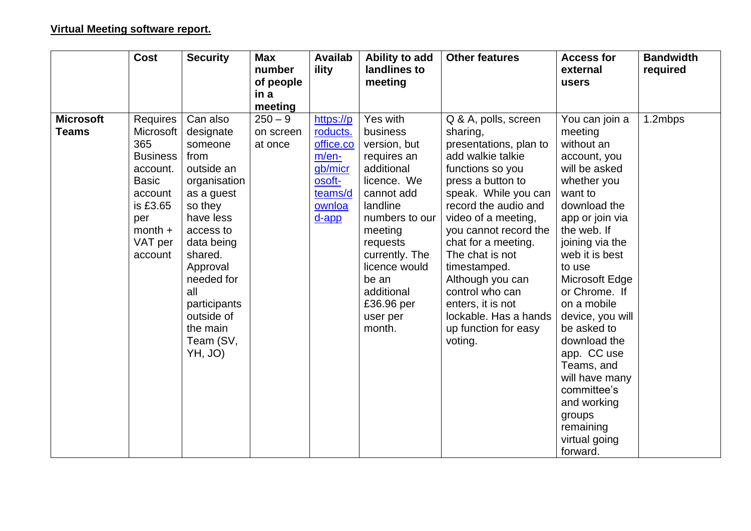**Virtual Meeting software report.**

| | Cost | Security | Max number of people in a meeting | Availability | Ability to add landlines to meeting | Other features | Access for external users | Bandwidth required |
|---|---|---|---|---|---|---|---|---|
| **Microsoft Teams** | Requires Microsoft 365 Business account. Basic account is £3.65 per month + VAT per account | Can also designate someone from outside an organisation as a guest so they have less access to data being shared. Approval needed for all participants outside of the main Team (SV, YH, JO) | 250 – 9 on screen at once | https://products.office.com/en-gb/microsoft-teams/download-app | Yes with business version, but requires an additional licence. We cannot add landline numbers to our meeting requests currently. The licence would be an additional £36.96 per user per month. | Q & A, polls, screen sharing, presentations, plan to add walkie talkie functions so you press a button to speak. While you can record the audio and video of a meeting, you cannot record the chat for a meeting. The chat is not timestamped. Although you can control who can enters, it is not lockable. Has a hands up function for easy voting. | You can join a meeting without an account, you will be asked whether you want to download the app or join via the web. If joining via the web it is best to use Microsoft Edge or Chrome. If on a mobile device, you will be asked to download the app. CC use Teams, and will have many committee's and working groups remaining virtual going forward. | 1.2mbps |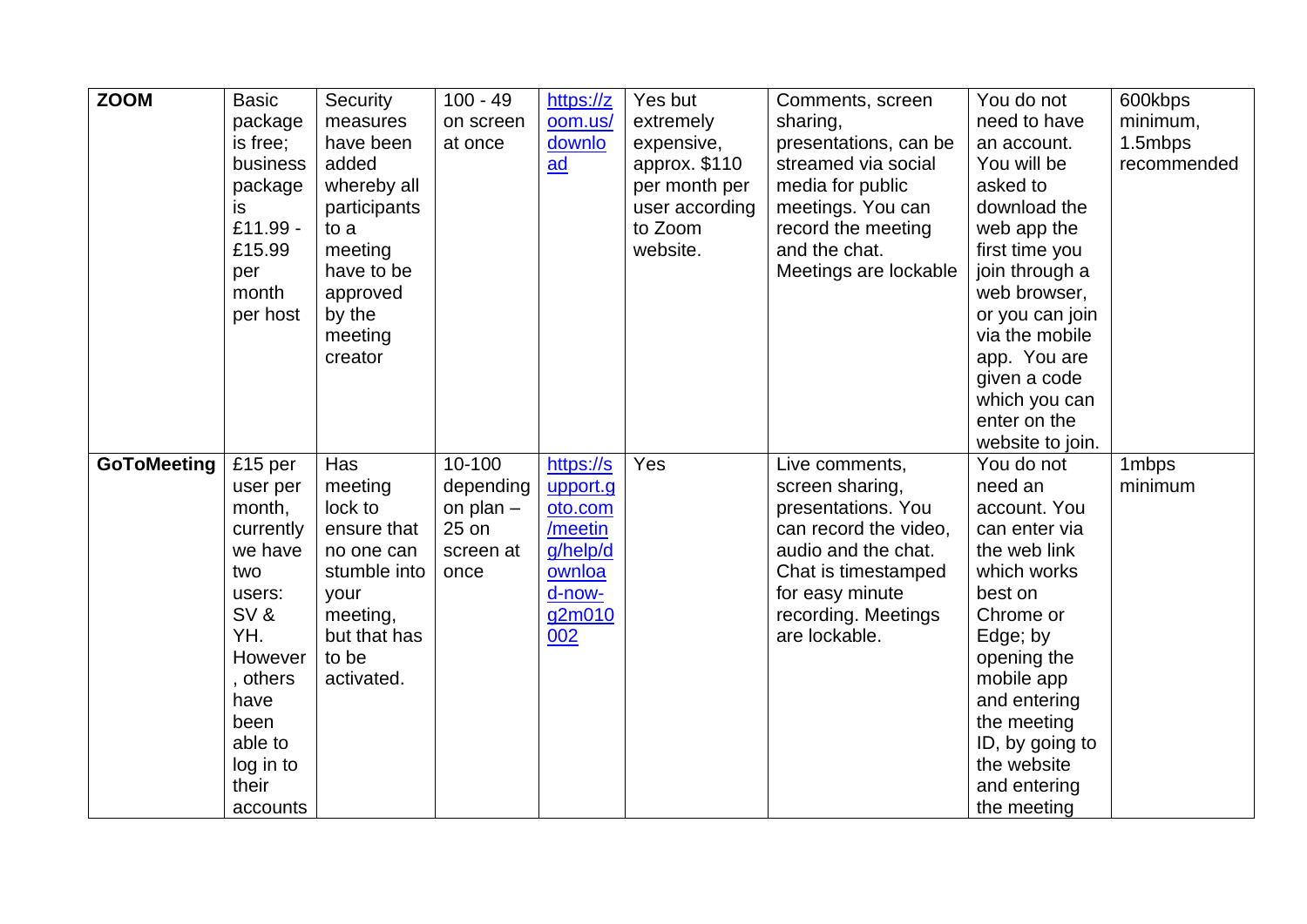| | | | | | | | | |
|---|---|---|---|---|---|---|---|---|
| **ZOOM** | Basic package is free; business package is £11.99 - £15.99 per month per host | Security measures have been added whereby all participants to a meeting have to be approved by the meeting creator | 100 - 49 on screen at once | https://zoom.us/download | Yes but extremely expensive, approx. $110 per month per user according to Zoom website. | Comments, screen sharing, presentations, can be streamed via social media for public meetings. You can record the meeting and the chat. Meetings are lockable | You do not need to have an account. You will be asked to download the web app the first time you join through a web browser, or you can join via the mobile app. You are given a code which you can enter on the website to join. | 600kbps minimum, 1.5mbps recommended |
| **GoToMeeting** | £15 per user per month, currently we have two users: SV & YH. However, others have been able to log in to their accounts | Has meeting lock to ensure that no one can stumble into your meeting, but that has to be activated. | 10-100 depending on plan – 25 on screen at once | https://support.goto.com/meeting/help/download-now-g2m010002 | Yes | Live comments, screen sharing, presentations. You can record the video, audio and the chat. Chat is timestamped for easy minute recording. Meetings are lockable. | You do not need an account. You can enter via the web link which works best on Chrome or Edge; by opening the mobile app and entering the meeting ID, by going to the website and entering the meeting | 1mbps minimum |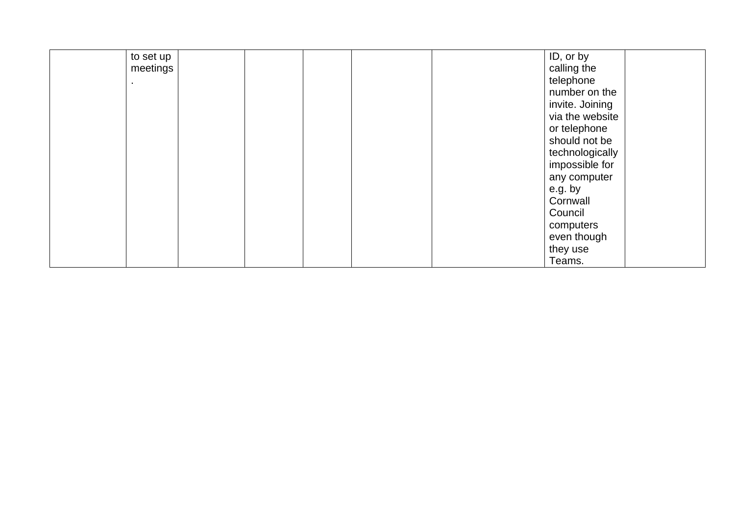|  |  |  |  |  |  |  |  |  |
|---|---|---|---|---|---|---|---|---|
|  | to set up meetings. |  |  |  |  |  | ID, or by calling the telephone number on the invite. Joining via the website or telephone should not be technologically impossible for any computer e.g. by Cornwall Council computers even though they use Teams. |  |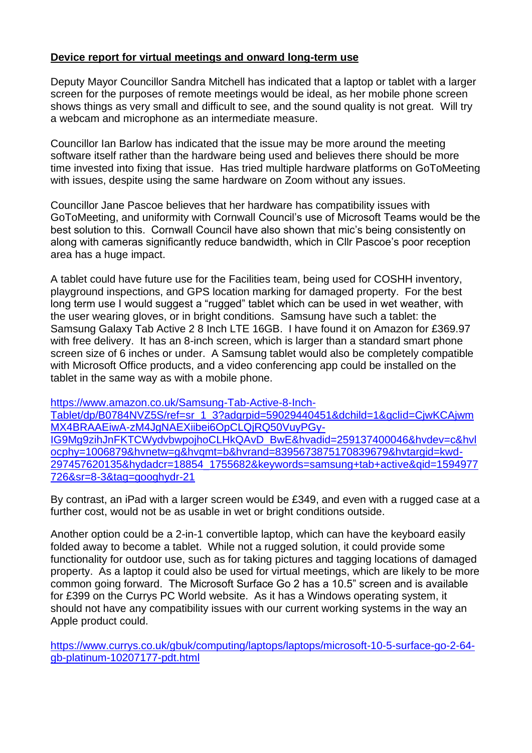**Device report for virtual meetings and onward long-term use**

Deputy Mayor Councillor Sandra Mitchell has indicated that a laptop or tablet with a larger screen for the purposes of remote meetings would be ideal, as her mobile phone screen shows things as very small and difficult to see, and the sound quality is not great. Will try a webcam and microphone as an intermediate measure.

Councillor Ian Barlow has indicated that the issue may be more around the meeting software itself rather than the hardware being used and believes there should be more time invested into fixing that issue. Has tried multiple hardware platforms on GoToMeeting with issues, despite using the same hardware on Zoom without any issues.

Councillor Jane Pascoe believes that her hardware has compatibility issues with GoToMeeting, and uniformity with Cornwall Council's use of Microsoft Teams would be the best solution to this. Cornwall Council have also shown that mic's being consistently on along with cameras significantly reduce bandwidth, which in Cllr Pascoe's poor reception area has a huge impact.

A tablet could have future use for the Facilities team, being used for COSHH inventory, playground inspections, and GPS location marking for damaged property. For the best long term use I would suggest a "rugged" tablet which can be used in wet weather, with the user wearing gloves, or in bright conditions. Samsung have such a tablet: the Samsung Galaxy Tab Active 2 8 Inch LTE 16GB. I have found it on Amazon for £369.97 with free delivery. It has an 8-inch screen, which is larger than a standard smart phone screen size of 6 inches or under. A Samsung tablet would also be completely compatible with Microsoft Office products, and a video conferencing app could be installed on the tablet in the same way as with a mobile phone.

https://www.amazon.co.uk/Samsung-Tab-Active-8-Inch-Tablet/dp/B0784NVZ5S/ref=sr_1_3?adgrpid=59029440451&dchild=1&gclid=CjwKCAjwmMX4BRAAEiwA-zM4JgNAEXiibei6OpCLQjRQ50VuyPGy-IG9Mg9zihJnFKTCWydvbwpojhoCLHkQAvD_BwE&hvadid=259137400046&hvdev=c&hvlocphy=1006879&hvnetw=g&hvqmt=b&hvrand=8395673875170839679&hvtargid=kwd-297457620135&hydadcr=18854_1755682&keywords=samsung+tab+active&qid=1594977726&sr=8-3&tag=googhydr-21

By contrast, an iPad with a larger screen would be £349, and even with a rugged case at a further cost, would not be as usable in wet or bright conditions outside.

Another option could be a 2-in-1 convertible laptop, which can have the keyboard easily folded away to become a tablet. While not a rugged solution, it could provide some functionality for outdoor use, such as for taking pictures and tagging locations of damaged property. As a laptop it could also be used for virtual meetings, which are likely to be more common going forward. The Microsoft Surface Go 2 has a 10.5" screen and is available for £399 on the Currys PC World website. As it has a Windows operating system, it should not have any compatibility issues with our current working systems in the way an Apple product could.

https://www.currys.co.uk/gbuk/computing/laptops/laptops/microsoft-10-5-surface-go-2-64-gb-platinum-10207177-pdt.html